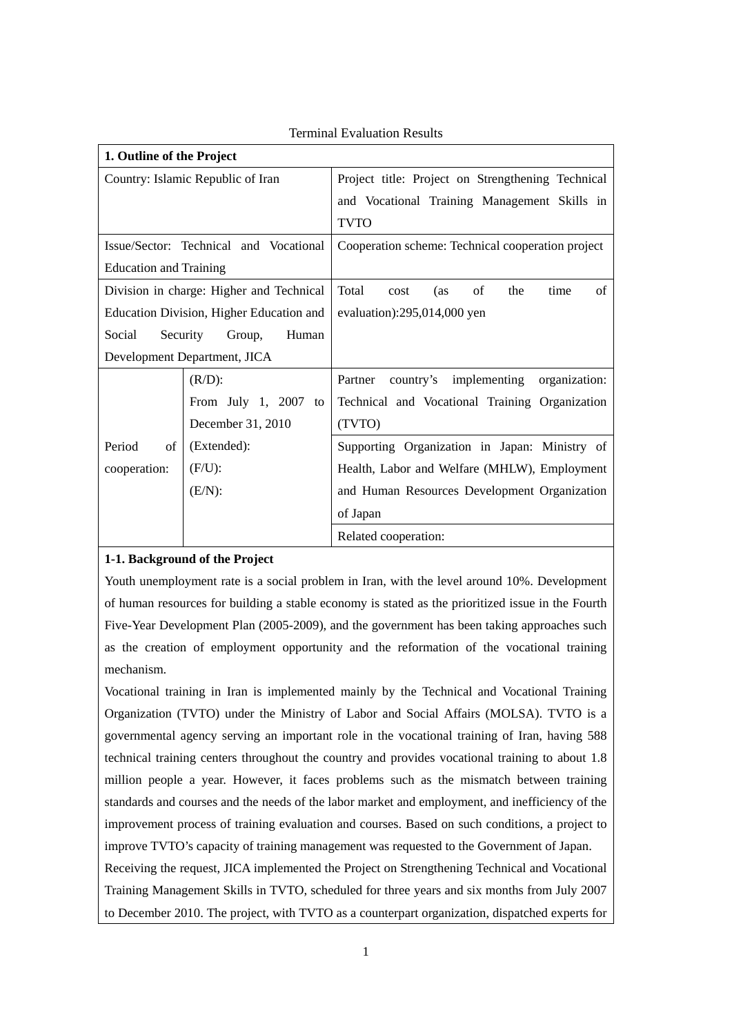Terminal Evaluation Results

| 1. Outline of the Project | | |
|---|---|---|
| Country: Islamic Republic of Iran | | Project title: Project on Strengthening Technical and Vocational Training Management Skills in TVTO |
| Issue/Sector: Technical and Vocational Education and Training | | Cooperation scheme: Technical cooperation project |
| Division in charge: Higher and Technical Education Division, Higher Education and Social Security Group, Human Development Department, JICA | | Total cost (as of the time of evaluation):295,014,000 yen |
| Period of cooperation: | (R/D): From July 1, 2007 to December 31, 2010 (Extended): (F/U): (E/N): | Partner country's implementing organization: Technical and Vocational Training Organization (TVTO) |
| | | Supporting Organization in Japan: Ministry of Health, Labor and Welfare (MHLW), Employment and Human Resources Development Organization of Japan |
| | | Related cooperation: |

**1-1. Background of the Project**

Youth unemployment rate is a social problem in Iran, with the level around 10%. Development of human resources for building a stable economy is stated as the prioritized issue in the Fourth Five-Year Development Plan (2005-2009), and the government has been taking approaches such as the creation of employment opportunity and the reformation of the vocational training mechanism.

Vocational training in Iran is implemented mainly by the Technical and Vocational Training Organization (TVTO) under the Ministry of Labor and Social Affairs (MOLSA). TVTO is a governmental agency serving an important role in the vocational training of Iran, having 588 technical training centers throughout the country and provides vocational training to about 1.8 million people a year. However, it faces problems such as the mismatch between training standards and courses and the needs of the labor market and employment, and inefficiency of the improvement process of training evaluation and courses. Based on such conditions, a project to improve TVTO's capacity of training management was requested to the Government of Japan.

Receiving the request, JICA implemented the Project on Strengthening Technical and Vocational Training Management Skills in TVTO, scheduled for three years and six months from July 2007 to December 2010. The project, with TVTO as a counterpart organization, dispatched experts for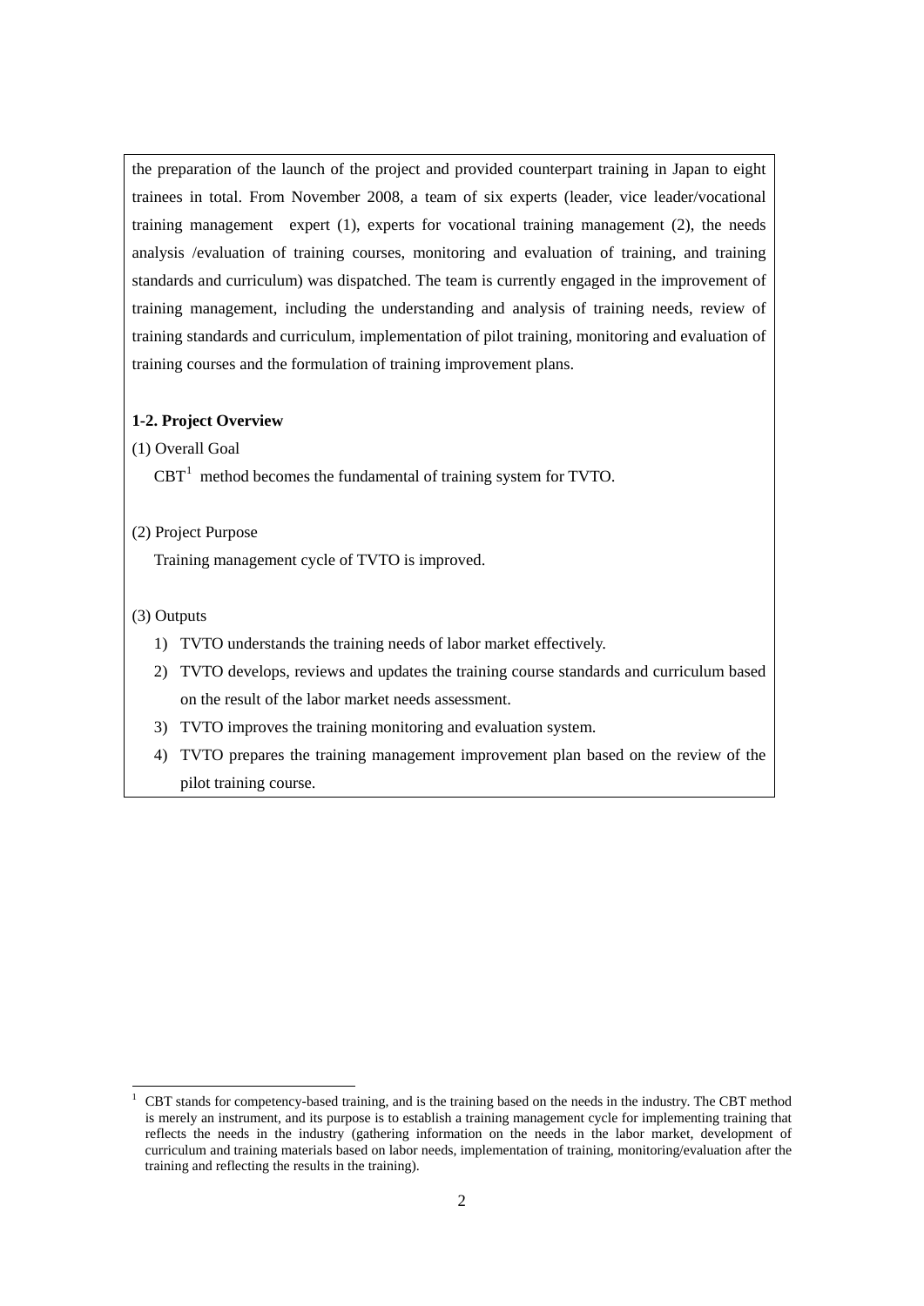the preparation of the launch of the project and provided counterpart training in Japan to eight trainees in total. From November 2008, a team of six experts (leader, vice leader/vocational training management expert (1), experts for vocational training management (2), the needs analysis /evaluation of training courses, monitoring and evaluation of training, and training standards and curriculum) was dispatched. The team is currently engaged in the improvement of training management, including the understanding and analysis of training needs, review of training standards and curriculum, implementation of pilot training, monitoring and evaluation of training courses and the formulation of training improvement plans.

**1-2. Project Overview**

(1) Overall Goal

CBT[1] method becomes the fundamental of training system for TVTO.

(2) Project Purpose

Training management cycle of TVTO is improved.

(3) Outputs

1) TVTO understands the training needs of labor market effectively.
2) TVTO develops, reviews and updates the training course standards and curriculum based on the result of the labor market needs assessment.
3) TVTO improves the training monitoring and evaluation system.
4) TVTO prepares the training management improvement plan based on the review of the pilot training course.

---

[1] CBT stands for competency-based training, and is the training based on the needs in the industry. The CBT method is merely an instrument, and its purpose is to establish a training management cycle for implementing training that reflects the needs in the industry (gathering information on the needs in the labor market, development of curriculum and training materials based on labor needs, implementation of training, monitoring/evaluation after the training and reflecting the results in the training).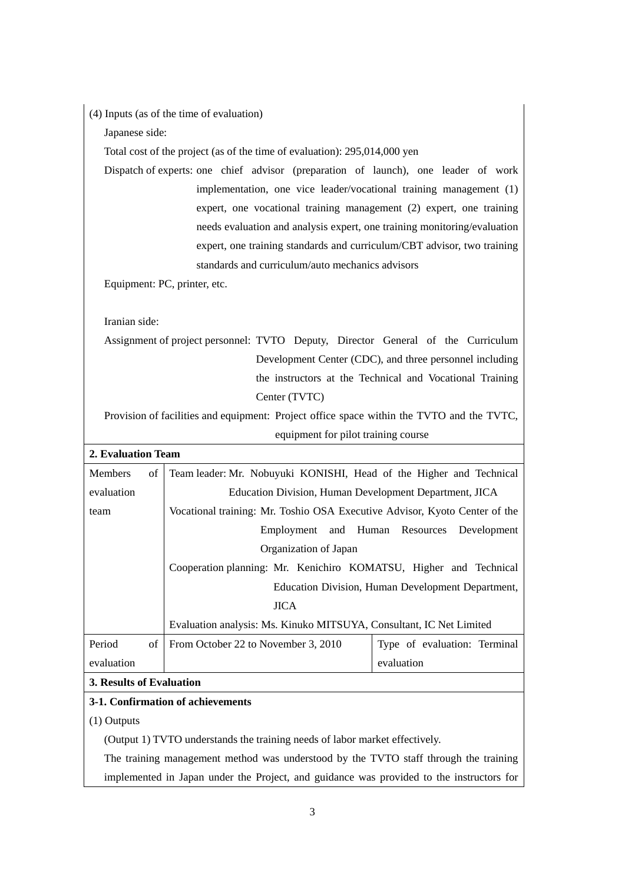(4) Inputs (as of the time of evaluation)

Japanese side:

Total cost of the project (as of the time of evaluation): 295,014,000 yen

Dispatch of experts: one chief advisor (preparation of launch), one leader of work implementation, one vice leader/vocational training management (1) expert, one vocational training management (2) expert, one training needs evaluation and analysis expert, one training monitoring/evaluation expert, one training standards and curriculum/CBT advisor, two training standards and curriculum/auto mechanics advisors

Equipment: PC, printer, etc.

Iranian side:

Assignment of project personnel: TVTO Deputy, Director General of the Curriculum Development Center (CDC), and three personnel including the instructors at the Technical and Vocational Training Center (TVTC)

Provision of facilities and equipment: Project office space within the TVTO and the TVTC, equipment for pilot training course

**2. Evaluation Team**

| Members of evaluation team | Team leader: Mr. Nobuyuki KONISHI, Head of the Higher and Technical Education Division, Human Development Department, JICA<br>Vocational training: Mr. Toshio OSA Executive Advisor, Kyoto Center of the Employment and Human Resources Development Organization of Japan<br>Cooperation planning: Mr. Kenichiro KOMATSU, Higher and Technical Education Division, Human Development Department, JICA<br>Evaluation analysis: Ms. Kinuko MITSUYA, Consultant, IC Net Limited | |
|---|---|---|
| Period of evaluation | From October 22 to November 3, 2010 | Type of evaluation: Terminal evaluation |

**3. Results of Evaluation**

**3-1. Confirmation of achievements**

(1) Outputs

(Output 1) TVTO understands the training needs of labor market effectively.

The training management method was understood by the TVTO staff through the training implemented in Japan under the Project, and guidance was provided to the instructors for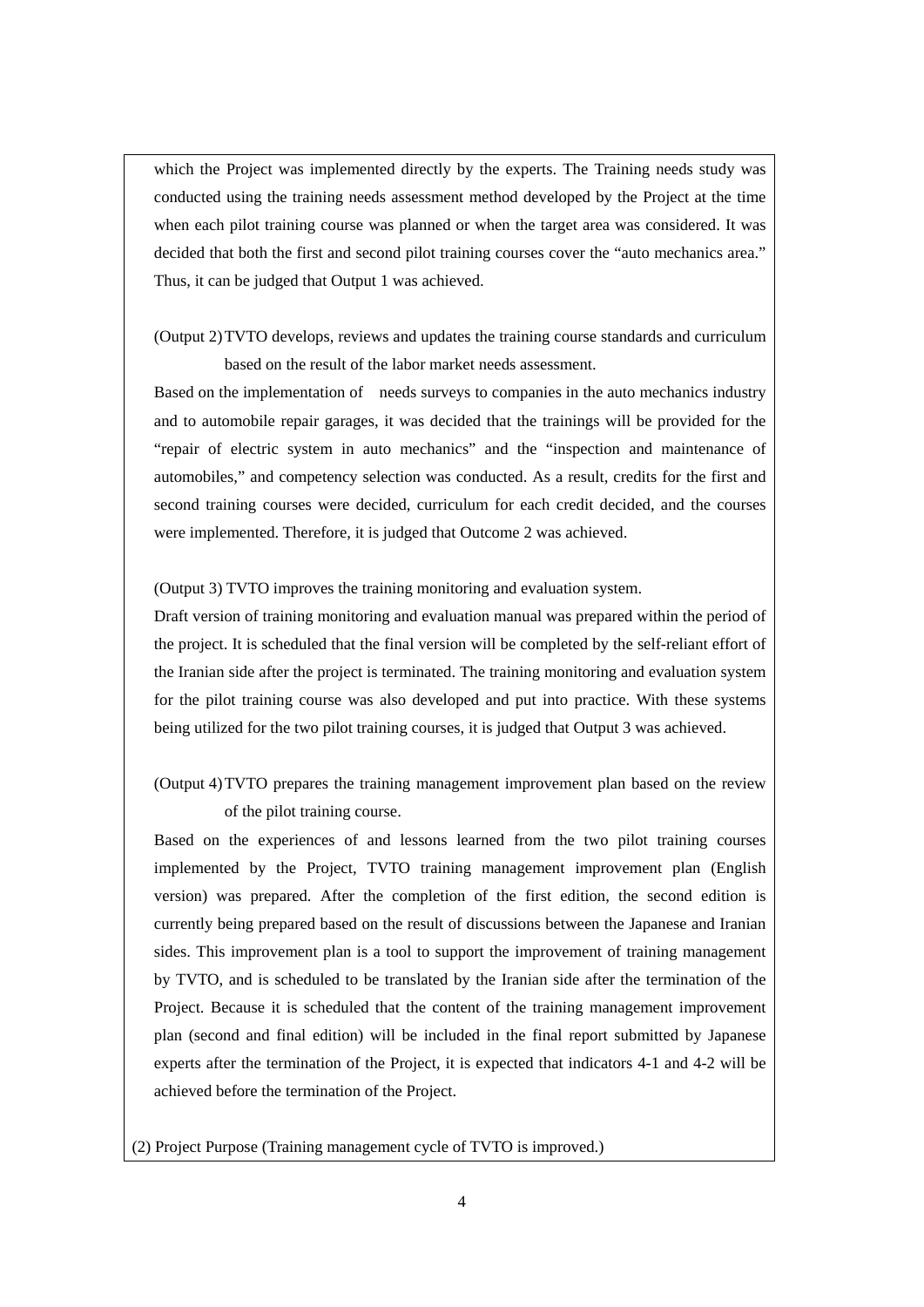which the Project was implemented directly by the experts. The Training needs study was conducted using the training needs assessment method developed by the Project at the time when each pilot training course was planned or when the target area was considered. It was decided that both the first and second pilot training courses cover the "auto mechanics area." Thus, it can be judged that Output 1 was achieved.

(Output 2) TVTO develops, reviews and updates the training course standards and curriculum based on the result of the labor market needs assessment.

Based on the implementation of needs surveys to companies in the auto mechanics industry and to automobile repair garages, it was decided that the trainings will be provided for the "repair of electric system in auto mechanics" and the "inspection and maintenance of automobiles," and competency selection was conducted. As a result, credits for the first and second training courses were decided, curriculum for each credit decided, and the courses were implemented. Therefore, it is judged that Outcome 2 was achieved.

(Output 3) TVTO improves the training monitoring and evaluation system.

Draft version of training monitoring and evaluation manual was prepared within the period of the project. It is scheduled that the final version will be completed by the self-reliant effort of the Iranian side after the project is terminated. The training monitoring and evaluation system for the pilot training course was also developed and put into practice. With these systems being utilized for the two pilot training courses, it is judged that Output 3 was achieved.

(Output 4) TVTO prepares the training management improvement plan based on the review of the pilot training course.

Based on the experiences of and lessons learned from the two pilot training courses implemented by the Project, TVTO training management improvement plan (English version) was prepared. After the completion of the first edition, the second edition is currently being prepared based on the result of discussions between the Japanese and Iranian sides. This improvement plan is a tool to support the improvement of training management by TVTO, and is scheduled to be translated by the Iranian side after the termination of the Project. Because it is scheduled that the content of the training management improvement plan (second and final edition) will be included in the final report submitted by Japanese experts after the termination of the Project, it is expected that indicators 4-1 and 4-2 will be achieved before the termination of the Project.

(2) Project Purpose (Training management cycle of TVTO is improved.)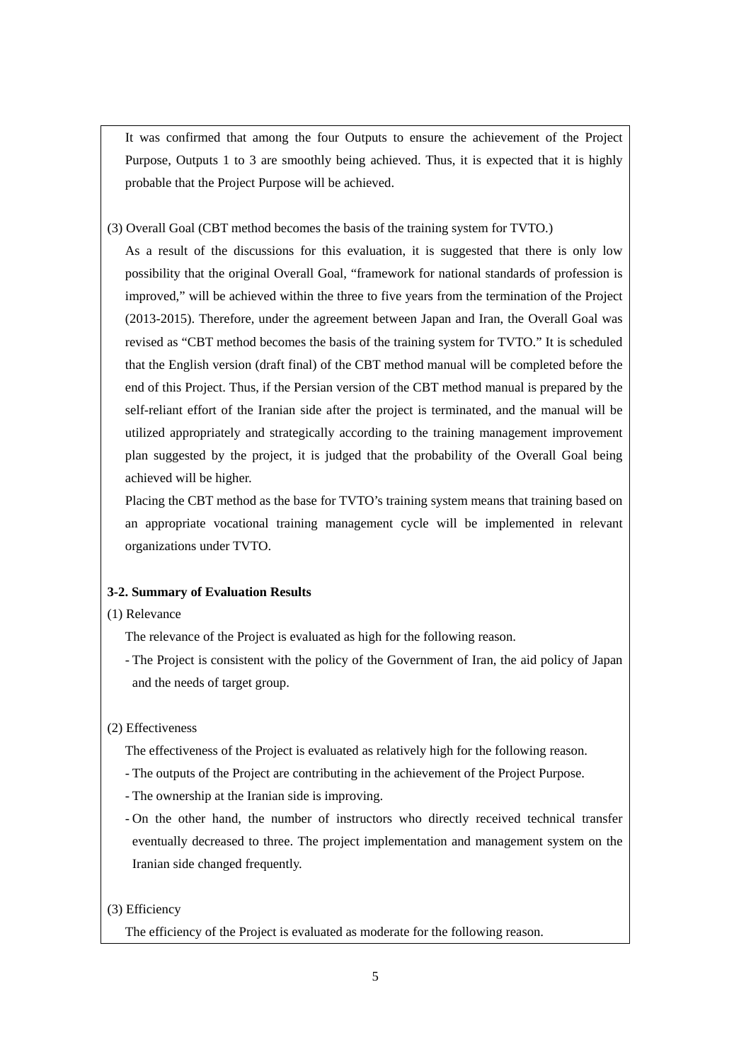It was confirmed that among the four Outputs to ensure the achievement of the Project Purpose, Outputs 1 to 3 are smoothly being achieved. Thus, it is expected that it is highly probable that the Project Purpose will be achieved.

(3) Overall Goal (CBT method becomes the basis of the training system for TVTO.)

As a result of the discussions for this evaluation, it is suggested that there is only low possibility that the original Overall Goal, "framework for national standards of profession is improved," will be achieved within the three to five years from the termination of the Project (2013-2015). Therefore, under the agreement between Japan and Iran, the Overall Goal was revised as "CBT method becomes the basis of the training system for TVTO." It is scheduled that the English version (draft final) of the CBT method manual will be completed before the end of this Project. Thus, if the Persian version of the CBT method manual is prepared by the self-reliant effort of the Iranian side after the project is terminated, and the manual will be utilized appropriately and strategically according to the training management improvement plan suggested by the project, it is judged that the probability of the Overall Goal being achieved will be higher.

Placing the CBT method as the base for TVTO's training system means that training based on an appropriate vocational training management cycle will be implemented in relevant organizations under TVTO.

**3-2. Summary of Evaluation Results**

(1) Relevance

The relevance of the Project is evaluated as high for the following reason.

- The Project is consistent with the policy of the Government of Iran, the aid policy of Japan and the needs of target group.

(2) Effectiveness

The effectiveness of the Project is evaluated as relatively high for the following reason.

- The outputs of the Project are contributing in the achievement of the Project Purpose.
- The ownership at the Iranian side is improving.
- On the other hand, the number of instructors who directly received technical transfer eventually decreased to three. The project implementation and management system on the Iranian side changed frequently.

(3) Efficiency

The efficiency of the Project is evaluated as moderate for the following reason.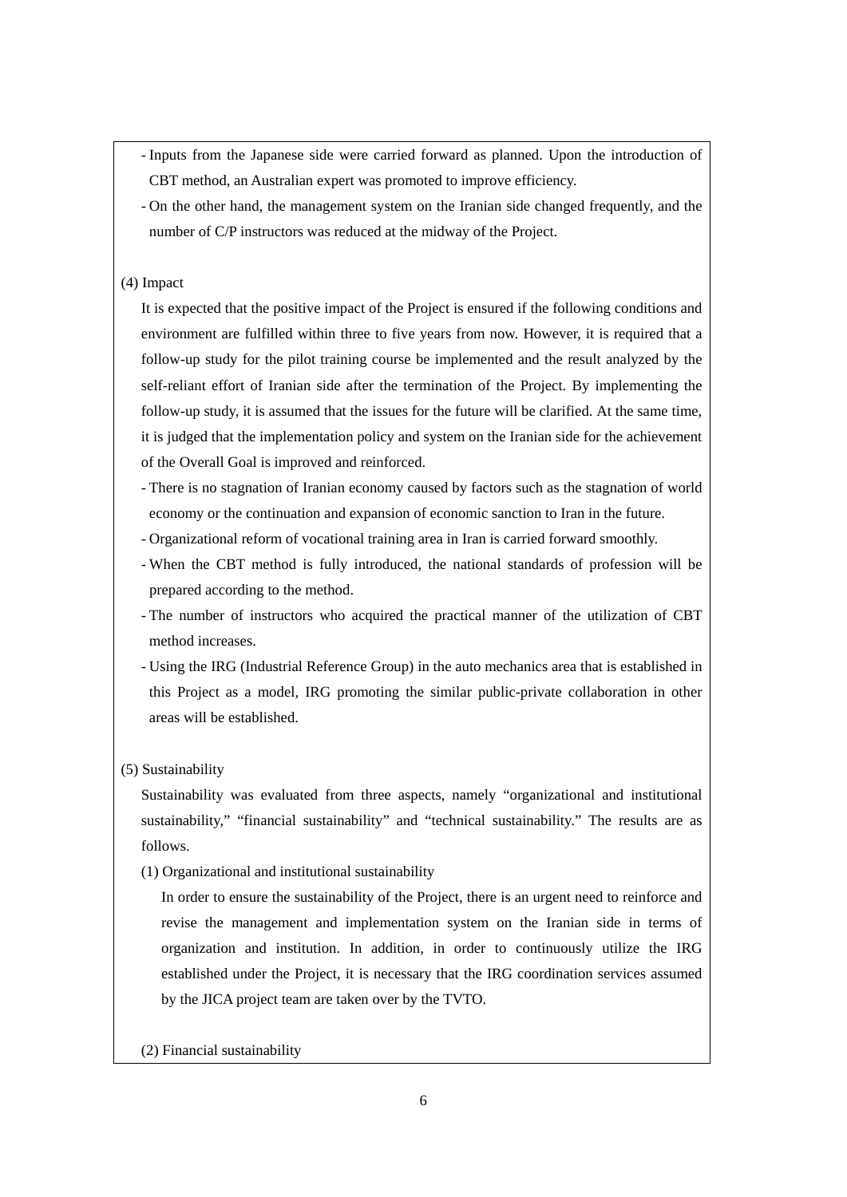- Inputs from the Japanese side were carried forward as planned. Upon the introduction of CBT method, an Australian expert was promoted to improve efficiency.
- On the other hand, the management system on the Iranian side changed frequently, and the number of C/P instructors was reduced at the midway of the Project.

(4) Impact

It is expected that the positive impact of the Project is ensured if the following conditions and environment are fulfilled within three to five years from now. However, it is required that a follow-up study for the pilot training course be implemented and the result analyzed by the self-reliant effort of Iranian side after the termination of the Project. By implementing the follow-up study, it is assumed that the issues for the future will be clarified. At the same time, it is judged that the implementation policy and system on the Iranian side for the achievement of the Overall Goal is improved and reinforced.

- There is no stagnation of Iranian economy caused by factors such as the stagnation of world economy or the continuation and expansion of economic sanction to Iran in the future.
- Organizational reform of vocational training area in Iran is carried forward smoothly.
- When the CBT method is fully introduced, the national standards of profession will be prepared according to the method.
- The number of instructors who acquired the practical manner of the utilization of CBT method increases.
- Using the IRG (Industrial Reference Group) in the auto mechanics area that is established in this Project as a model, IRG promoting the similar public-private collaboration in other areas will be established.

(5) Sustainability

Sustainability was evaluated from three aspects, namely "organizational and institutional sustainability," "financial sustainability" and "technical sustainability." The results are as follows.

(1) Organizational and institutional sustainability

In order to ensure the sustainability of the Project, there is an urgent need to reinforce and revise the management and implementation system on the Iranian side in terms of organization and institution. In addition, in order to continuously utilize the IRG established under the Project, it is necessary that the IRG coordination services assumed by the JICA project team are taken over by the TVTO.

(2) Financial sustainability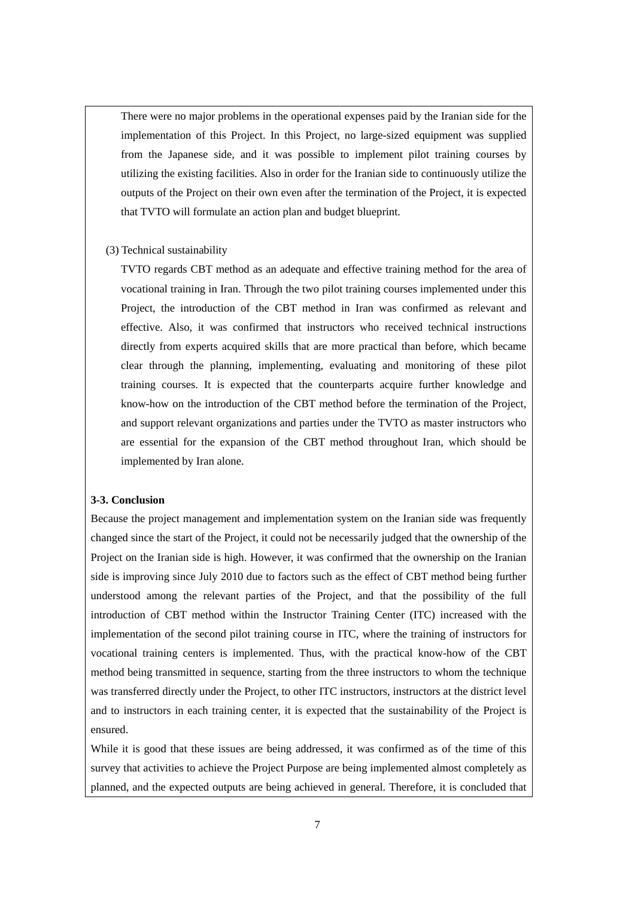There were no major problems in the operational expenses paid by the Iranian side for the implementation of this Project. In this Project, no large-sized equipment was supplied from the Japanese side, and it was possible to implement pilot training courses by utilizing the existing facilities. Also in order for the Iranian side to continuously utilize the outputs of the Project on their own even after the termination of the Project, it is expected that TVTO will formulate an action plan and budget blueprint.

(3) Technical sustainability

TVTO regards CBT method as an adequate and effective training method for the area of vocational training in Iran. Through the two pilot training courses implemented under this Project, the introduction of the CBT method in Iran was confirmed as relevant and effective. Also, it was confirmed that instructors who received technical instructions directly from experts acquired skills that are more practical than before, which became clear through the planning, implementing, evaluating and monitoring of these pilot training courses. It is expected that the counterparts acquire further knowledge and know-how on the introduction of the CBT method before the termination of the Project, and support relevant organizations and parties under the TVTO as master instructors who are essential for the expansion of the CBT method throughout Iran, which should be implemented by Iran alone.

**3-3. Conclusion**

Because the project management and implementation system on the Iranian side was frequently changed since the start of the Project, it could not be necessarily judged that the ownership of the Project on the Iranian side is high. However, it was confirmed that the ownership on the Iranian side is improving since July 2010 due to factors such as the effect of CBT method being further understood among the relevant parties of the Project, and that the possibility of the full introduction of CBT method within the Instructor Training Center (ITC) increased with the implementation of the second pilot training course in ITC, where the training of instructors for vocational training centers is implemented. Thus, with the practical know-how of the CBT method being transmitted in sequence, starting from the three instructors to whom the technique was transferred directly under the Project, to other ITC instructors, instructors at the district level and to instructors in each training center, it is expected that the sustainability of the Project is ensured.

While it is good that these issues are being addressed, it was confirmed as of the time of this survey that activities to achieve the Project Purpose are being implemented almost completely as planned, and the expected outputs are being achieved in general. Therefore, it is concluded that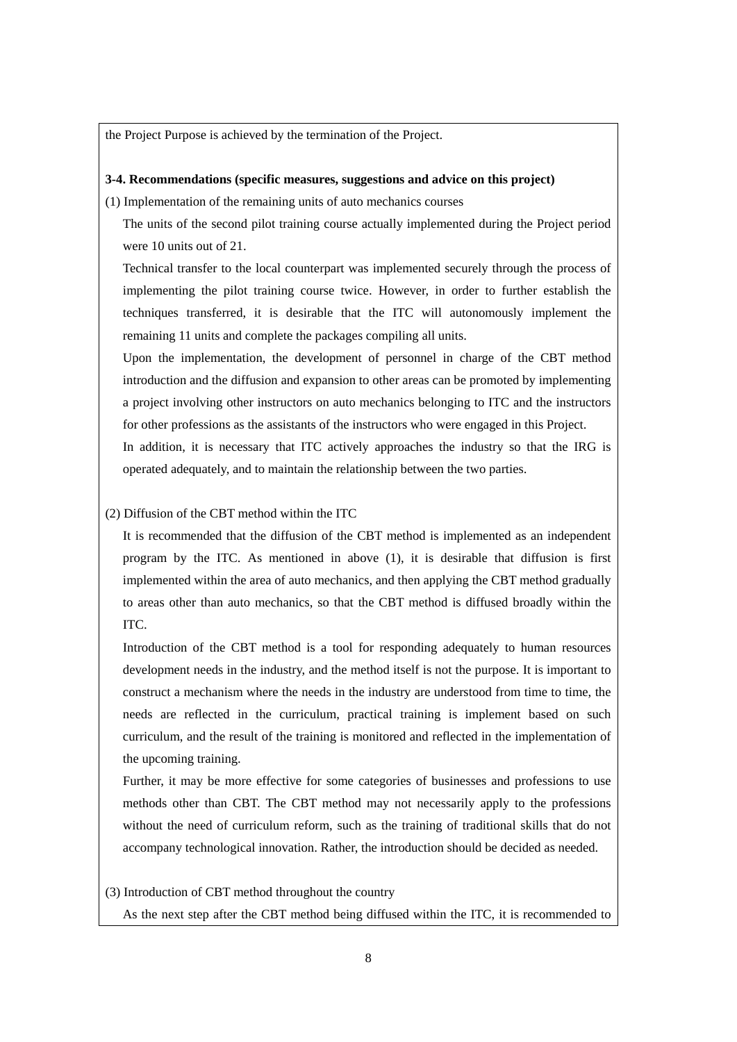the Project Purpose is achieved by the termination of the Project.

**3-4. Recommendations (specific measures, suggestions and advice on this project)**

(1) Implementation of the remaining units of auto mechanics courses

The units of the second pilot training course actually implemented during the Project period were 10 units out of 21.

Technical transfer to the local counterpart was implemented securely through the process of implementing the pilot training course twice. However, in order to further establish the techniques transferred, it is desirable that the ITC will autonomously implement the remaining 11 units and complete the packages compiling all units.

Upon the implementation, the development of personnel in charge of the CBT method introduction and the diffusion and expansion to other areas can be promoted by implementing a project involving other instructors on auto mechanics belonging to ITC and the instructors for other professions as the assistants of the instructors who were engaged in this Project.

In addition, it is necessary that ITC actively approaches the industry so that the IRG is operated adequately, and to maintain the relationship between the two parties.

(2) Diffusion of the CBT method within the ITC

It is recommended that the diffusion of the CBT method is implemented as an independent program by the ITC. As mentioned in above (1), it is desirable that diffusion is first implemented within the area of auto mechanics, and then applying the CBT method gradually to areas other than auto mechanics, so that the CBT method is diffused broadly within the ITC.

Introduction of the CBT method is a tool for responding adequately to human resources development needs in the industry, and the method itself is not the purpose. It is important to construct a mechanism where the needs in the industry are understood from time to time, the needs are reflected in the curriculum, practical training is implement based on such curriculum, and the result of the training is monitored and reflected in the implementation of the upcoming training.

Further, it may be more effective for some categories of businesses and professions to use methods other than CBT. The CBT method may not necessarily apply to the professions without the need of curriculum reform, such as the training of traditional skills that do not accompany technological innovation. Rather, the introduction should be decided as needed.

(3) Introduction of CBT method throughout the country

As the next step after the CBT method being diffused within the ITC, it is recommended to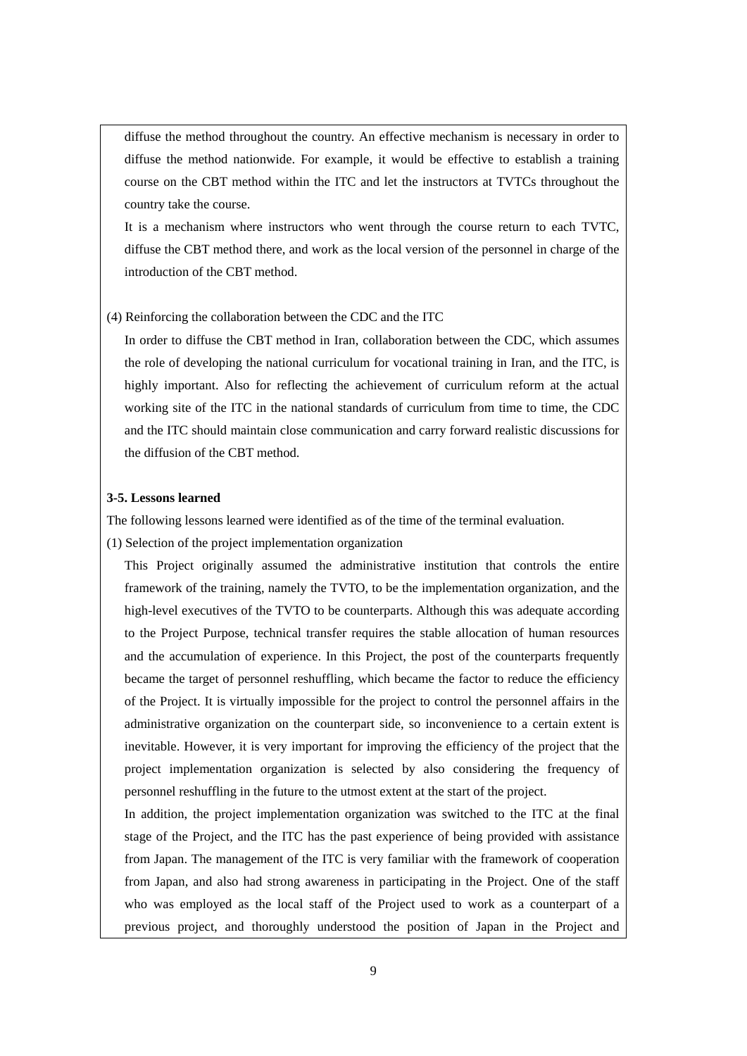diffuse the method throughout the country. An effective mechanism is necessary in order to diffuse the method nationwide. For example, it would be effective to establish a training course on the CBT method within the ITC and let the instructors at TVTCs throughout the country take the course.

It is a mechanism where instructors who went through the course return to each TVTC, diffuse the CBT method there, and work as the local version of the personnel in charge of the introduction of the CBT method.

(4) Reinforcing the collaboration between the CDC and the ITC

In order to diffuse the CBT method in Iran, collaboration between the CDC, which assumes the role of developing the national curriculum for vocational training in Iran, and the ITC, is highly important. Also for reflecting the achievement of curriculum reform at the actual working site of the ITC in the national standards of curriculum from time to time, the CDC and the ITC should maintain close communication and carry forward realistic discussions for the diffusion of the CBT method.

**3-5. Lessons learned**

The following lessons learned were identified as of the time of the terminal evaluation.

(1) Selection of the project implementation organization

This Project originally assumed the administrative institution that controls the entire framework of the training, namely the TVTO, to be the implementation organization, and the high-level executives of the TVTO to be counterparts. Although this was adequate according to the Project Purpose, technical transfer requires the stable allocation of human resources and the accumulation of experience. In this Project, the post of the counterparts frequently became the target of personnel reshuffling, which became the factor to reduce the efficiency of the Project. It is virtually impossible for the project to control the personnel affairs in the administrative organization on the counterpart side, so inconvenience to a certain extent is inevitable. However, it is very important for improving the efficiency of the project that the project implementation organization is selected by also considering the frequency of personnel reshuffling in the future to the utmost extent at the start of the project.

In addition, the project implementation organization was switched to the ITC at the final stage of the Project, and the ITC has the past experience of being provided with assistance from Japan. The management of the ITC is very familiar with the framework of cooperation from Japan, and also had strong awareness in participating in the Project. One of the staff who was employed as the local staff of the Project used to work as a counterpart of a previous project, and thoroughly understood the position of Japan in the Project and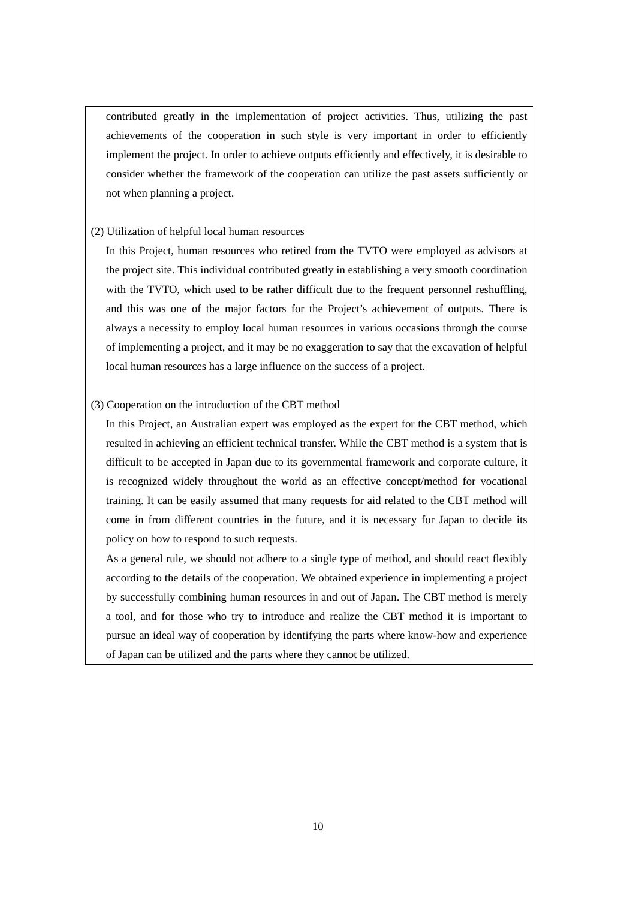contributed greatly in the implementation of project activities. Thus, utilizing the past achievements of the cooperation in such style is very important in order to efficiently implement the project. In order to achieve outputs efficiently and effectively, it is desirable to consider whether the framework of the cooperation can utilize the past assets sufficiently or not when planning a project.

(2) Utilization of helpful local human resources

In this Project, human resources who retired from the TVTO were employed as advisors at the project site. This individual contributed greatly in establishing a very smooth coordination with the TVTO, which used to be rather difficult due to the frequent personnel reshuffling, and this was one of the major factors for the Project's achievement of outputs. There is always a necessity to employ local human resources in various occasions through the course of implementing a project, and it may be no exaggeration to say that the excavation of helpful local human resources has a large influence on the success of a project.

(3) Cooperation on the introduction of the CBT method

In this Project, an Australian expert was employed as the expert for the CBT method, which resulted in achieving an efficient technical transfer. While the CBT method is a system that is difficult to be accepted in Japan due to its governmental framework and corporate culture, it is recognized widely throughout the world as an effective concept/method for vocational training. It can be easily assumed that many requests for aid related to the CBT method will come in from different countries in the future, and it is necessary for Japan to decide its policy on how to respond to such requests.

As a general rule, we should not adhere to a single type of method, and should react flexibly according to the details of the cooperation. We obtained experience in implementing a project by successfully combining human resources in and out of Japan. The CBT method is merely a tool, and for those who try to introduce and realize the CBT method it is important to pursue an ideal way of cooperation by identifying the parts where know-how and experience of Japan can be utilized and the parts where they cannot be utilized.